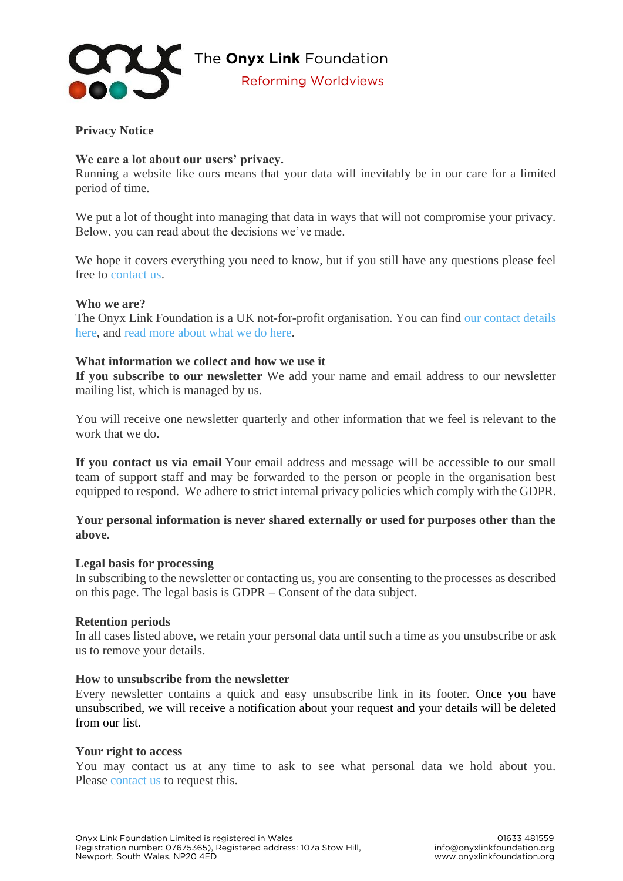The **Onyx Link** Foundation

Reforming Worldviews

# Privacy Notice

**We care a lot about our users' privacy.**

Running a website like ours means that your data will inevitably be in our care for a limited period of time.

We put a lot of thought into managing that data in ways that will not compromise your privacy. Below, you can read about the decisions we've made.

We hope it covers everything you need to know, but if you still have any questions please feel free to contact us.

**Who we are?**

The Onyx Link Foundation is a UK not-for-profit organisation. You can find our contact details here, and read more about what we do here.

**What information we collect and how we use it**

**If you subscribe to our newsletter** We add your name and email address to our newsletter mailing list, which is managed by us.

You will receive one newsletter quarterly and other information that we feel is relevant to the work that we do.

**If you contact us via email** Your email address and message will be accessible to our small team of support staff and may be forwarded to the person or people in the organisation best equipped to respond. We adhere to strict internal privacy policies which comply with the GDPR.

**Your personal information is never shared externally or used for purposes other than the above.**

**Legal basis for processing**

In subscribing to the newsletter or contacting us, you are consenting to the processes as described on this page. The legal basis is GDPR – Consent of the data subject.

**Retention periods**

In all cases listed above, we retain your personal data until such a time as you unsubscribe or ask us to remove your details.

**How to unsubscribe from the newsletter**

Every newsletter contains a quick and easy unsubscribe link in its footer. Once you have unsubscribed, we will receive a notification about your request and your details will be deleted from our list.

**Your right to access**

You may contact us at any time to ask to see what personal data we hold about you. Please contact us to request this.

Onyx Link Foundation Limited is registered in Wales
Registration number: 07675365), Registered address: 107a Stow Hill, Newport, South Wales, NP20 4ED

01633 481559
info@onyxlinkfoundation.org
www.onyxlinkfoundation.org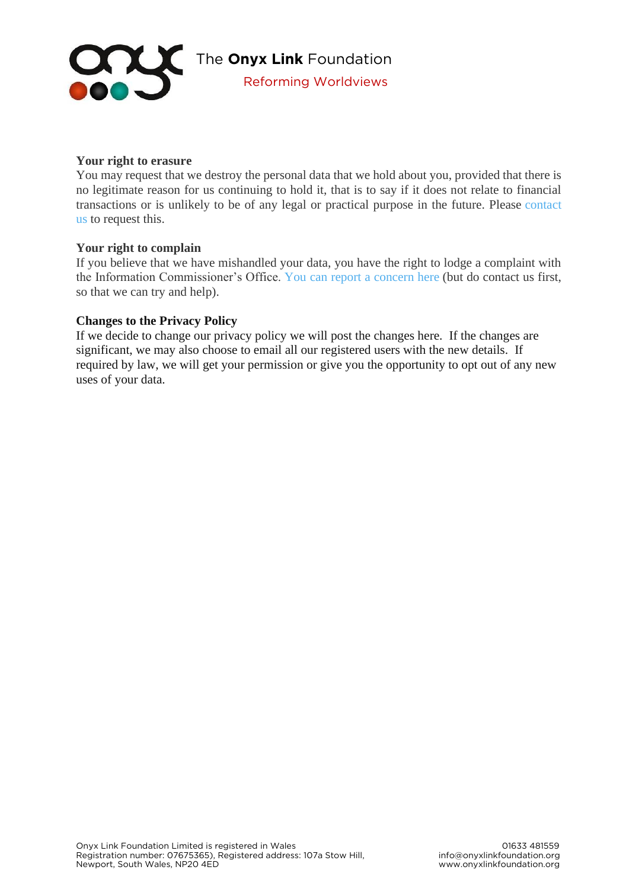### Your right to erasure

You may request that we destroy the personal data that we hold about you, provided that there is no legitimate reason for us continuing to hold it, that is to say if it does not relate to financial transactions or is unlikely to be of any legal or practical purpose in the future. Please contact us to request this.

### Your right to complain

If you believe that we have mishandled your data, you have the right to lodge a complaint with the Information Commissioner's Office. You can report a concern here (but do contact us first, so that we can try and help).

### Changes to the Privacy Policy

If we decide to change our privacy policy we will post the changes here. If the changes are significant, we may also choose to email all our registered users with the new details. If required by law, we will get your permission or give you the opportunity to opt out of any new uses of your data.